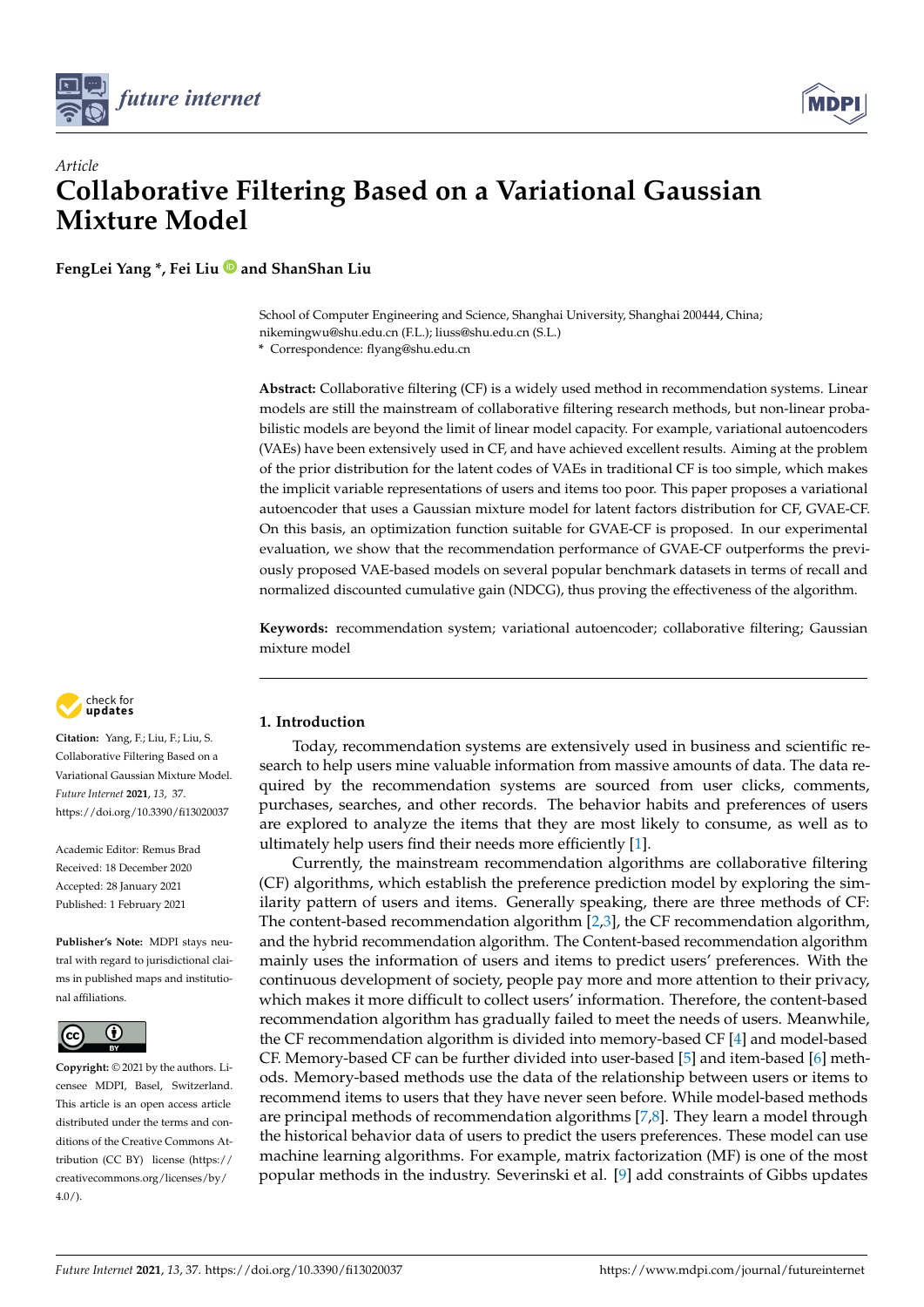*Article*

# Collaborative Filtering Based on a Variational Gaussian Mixture Model

**FengLei Yang \*, Fei Liu and ShanShan Liu**

School of Computer Engineering and Science, Shanghai University, Shanghai 200444, China; nikemingwu@shu.edu.cn (F.L.); liuss@shu.edu.cn (S.L.)
\* Correspondence: flyang@shu.edu.cn

**Abstract:** Collaborative filtering (CF) is a widely used method in recommendation systems. Linear models are still the mainstream of collaborative filtering research methods, but non-linear probabilistic models are beyond the limit of linear model capacity. For example, variational autoencoders (VAEs) have been extensively used in CF, and have achieved excellent results. Aiming at the problem of the prior distribution for the latent codes of VAEs in traditional CF is too simple, which makes the implicit variable representations of users and items too poor. This paper proposes a variational autoencoder that uses a Gaussian mixture model for latent factors distribution for CF, GVAE-CF. On this basis, an optimization function suitable for GVAE-CF is proposed. In our experimental evaluation, we show that the recommendation performance of GVAE-CF outperforms the previously proposed VAE-based models on several popular benchmark datasets in terms of recall and normalized discounted cumulative gain (NDCG), thus proving the effectiveness of the algorithm.

**Keywords:** recommendation system; variational autoencoder; collaborative filtering; Gaussian mixture model

**Citation:** Yang, F.; Liu, F.; Liu, S. Collaborative Filtering Based on a Variational Gaussian Mixture Model. *Future Internet* **2021**, *13*, 37. https://doi.org/10.3390/fi13020037

Academic Editor: Remus Brad
Received: 18 December 2020
Accepted: 28 January 2021
Published: 1 February 2021

**Publisher's Note:** MDPI stays neutral with regard to jurisdictional claims in published maps and institutional affiliations.

**Copyright:** © 2021 by the authors. Licensee MDPI, Basel, Switzerland. This article is an open access article distributed under the terms and conditions of the Creative Commons Attribution (CC BY) license (https://creativecommons.org/licenses/by/4.0/).

## 1. Introduction

Today, recommendation systems are extensively used in business and scientific research to help users mine valuable information from massive amounts of data. The data required by the recommendation systems are sourced from user clicks, comments, purchases, searches, and other records. The behavior habits and preferences of users are explored to analyze the items that they are most likely to consume, as well as to ultimately help users find their needs more efficiently [1].

Currently, the mainstream recommendation algorithms are collaborative filtering (CF) algorithms, which establish the preference prediction model by exploring the similarity pattern of users and items. Generally speaking, there are three methods of CF: The content-based recommendation algorithm [2,3], the CF recommendation algorithm, and the hybrid recommendation algorithm. The Content-based recommendation algorithm mainly uses the information of users and items to predict users' preferences. With the continuous development of society, people pay more and more attention to their privacy, which makes it more difficult to collect users' information. Therefore, the content-based recommendation algorithm has gradually failed to meet the needs of users. Meanwhile, the CF recommendation algorithm is divided into memory-based CF [4] and model-based CF. Memory-based CF can be further divided into user-based [5] and item-based [6] methods. Memory-based methods use the data of the relationship between users or items to recommend items to users that they have never seen before. While model-based methods are principal methods of recommendation algorithms [7,8]. They learn a model through the historical behavior data of users to predict the users preferences. These model can use machine learning algorithms. For example, matrix factorization (MF) is one of the most popular methods in the industry. Severinski et al. [9] add constraints of Gibbs updates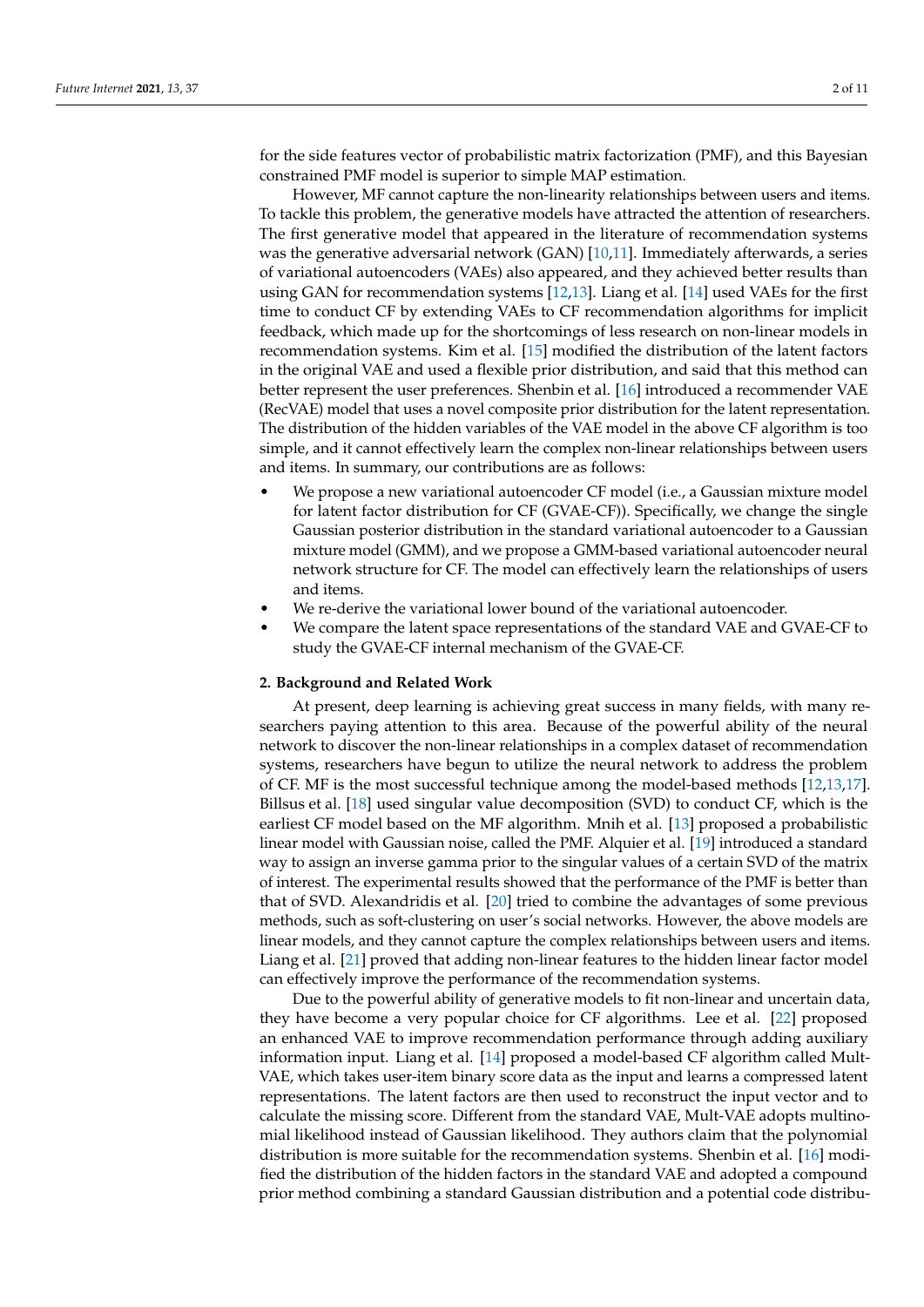for the side features vector of probabilistic matrix factorization (PMF), and this Bayesian constrained PMF model is superior to simple MAP estimation.

However, MF cannot capture the non-linearity relationships between users and items. To tackle this problem, the generative models have attracted the attention of researchers. The first generative model that appeared in the literature of recommendation systems was the generative adversarial network (GAN) [10,11]. Immediately afterwards, a series of variational autoencoders (VAEs) also appeared, and they achieved better results than using GAN for recommendation systems [12,13]. Liang et al. [14] used VAEs for the first time to conduct CF by extending VAEs to CF recommendation algorithms for implicit feedback, which made up for the shortcomings of less research on non-linear models in recommendation systems. Kim et al. [15] modified the distribution of the latent factors in the original VAE and used a flexible prior distribution, and said that this method can better represent the user preferences. Shenbin et al. [16] introduced a recommender VAE (RecVAE) model that uses a novel composite prior distribution for the latent representation. The distribution of the hidden variables of the VAE model in the above CF algorithm is too simple, and it cannot effectively learn the complex non-linear relationships between users and items. In summary, our contributions are as follows:

- We propose a new variational autoencoder CF model (i.e., a Gaussian mixture model for latent factor distribution for CF (GVAE-CF)). Specifically, we change the single Gaussian posterior distribution in the standard variational autoencoder to a Gaussian mixture model (GMM), and we propose a GMM-based variational autoencoder neural network structure for CF. The model can effectively learn the relationships of users and items.
- We re-derive the variational lower bound of the variational autoencoder.
- We compare the latent space representations of the standard VAE and GVAE-CF to study the GVAE-CF internal mechanism of the GVAE-CF.

## 2. Background and Related Work

At present, deep learning is achieving great success in many fields, with many researchers paying attention to this area. Because of the powerful ability of the neural network to discover the non-linear relationships in a complex dataset of recommendation systems, researchers have begun to utilize the neural network to address the problem of CF. MF is the most successful technique among the model-based methods [12,13,17]. Billsus et al. [18] used singular value decomposition (SVD) to conduct CF, which is the earliest CF model based on the MF algorithm. Mnih et al. [13] proposed a probabilistic linear model with Gaussian noise, called the PMF. Alquier et al. [19] introduced a standard way to assign an inverse gamma prior to the singular values of a certain SVD of the matrix of interest. The experimental results showed that the performance of the PMF is better than that of SVD. Alexandridis et al. [20] tried to combine the advantages of some previous methods, such as soft-clustering on user's social networks. However, the above models are linear models, and they cannot capture the complex relationships between users and items. Liang et al. [21] proved that adding non-linear features to the hidden linear factor model can effectively improve the performance of the recommendation systems.

Due to the powerful ability of generative models to fit non-linear and uncertain data, they have become a very popular choice for CF algorithms. Lee et al. [22] proposed an enhanced VAE to improve recommendation performance through adding auxiliary information input. Liang et al. [14] proposed a model-based CF algorithm called Mult-VAE, which takes user-item binary score data as the input and learns a compressed latent representations. The latent factors are then used to reconstruct the input vector and to calculate the missing score. Different from the standard VAE, Mult-VAE adopts multinomial likelihood instead of Gaussian likelihood. They authors claim that the polynomial distribution is more suitable for the recommendation systems. Shenbin et al. [16] modified the distribution of the hidden factors in the standard VAE and adopted a compound prior method combining a standard Gaussian distribution and a potential code distribu-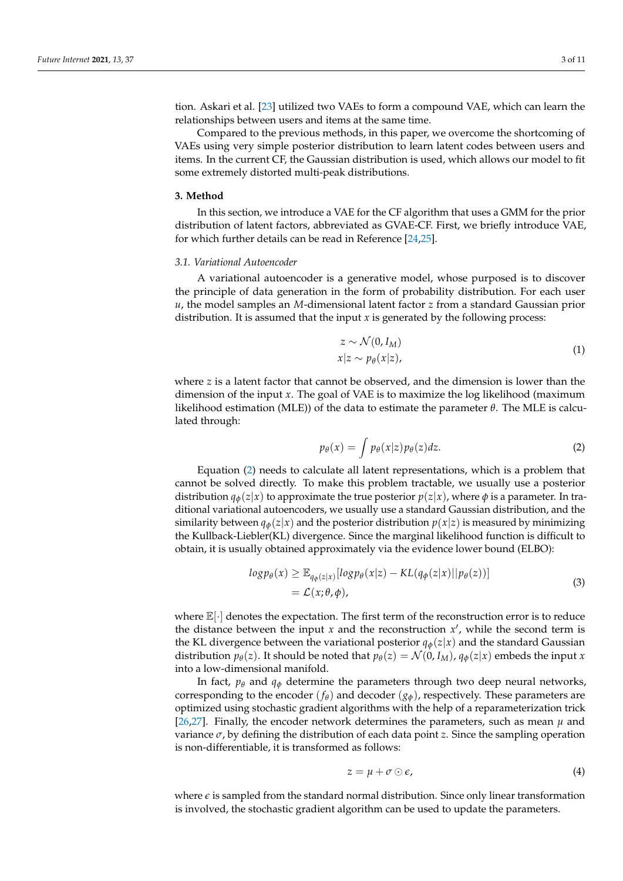tion. Askari et al. [23] utilized two VAEs to form a compound VAE, which can learn the relationships between users and items at the same time.

Compared to the previous methods, in this paper, we overcome the shortcoming of VAEs using very simple posterior distribution to learn latent codes between users and items. In the current CF, the Gaussian distribution is used, which allows our model to fit some extremely distorted multi-peak distributions.

## 3. Method

In this section, we introduce a VAE for the CF algorithm that uses a GMM for the prior distribution of latent factors, abbreviated as GVAE-CF. First, we briefly introduce VAE, for which further details can be read in Reference [24,25].

### 3.1. Variational Autoencoder

A variational autoencoder is a generative model, whose purposed is to discover the principle of data generation in the form of probability distribution. For each user $u$, the model samples an $M$-dimensional latent factor $z$ from a standard Gaussian prior distribution. It is assumed that the input $x$ is generated by the following process:

$$
\begin{aligned}
z &\sim \mathcal{N}(0, I_M) \\
x|z &\sim p_\theta(x|z),
\end{aligned}
\tag{1}
$$

where $z$ is a latent factor that cannot be observed, and the dimension is lower than the dimension of the input $x$. The goal of VAE is to maximize the log likelihood (maximum likelihood estimation (MLE)) of the data to estimate the parameter $\theta$. The MLE is calculated through:

$$
p_\theta(x) = \int p_\theta(x|z) p_\theta(z) dz. \tag{2}
$$

Equation (2) needs to calculate all latent representations, which is a problem that cannot be solved directly. To make this problem tractable, we usually use a posterior distribution $q_\phi(z|x)$ to approximate the true posterior $p(z|x)$, where $\phi$ is a parameter. In traditional variational autoencoders, we usually use a standard Gaussian distribution, and the similarity between $q_\phi(z|x)$ and the posterior distribution $p(x|z)$ is measured by minimizing the Kullback-Leibler(KL) divergence. Since the marginal likelihood function is difficult to obtain, it is usually obtained approximately via the evidence lower bound (ELBO):

$$
\begin{aligned}
log p_\theta(x) &\geq \mathbb{E}_{q_\phi(z|x)}[log p_\theta(x|z) - KL(q_\phi(z|x)||p_\theta(z))] \\
&= \mathcal{L}(x; \theta, \phi),
\end{aligned}
\tag{3}
$$

where $\mathbb{E}[\cdot]$ denotes the expectation. The first term of the reconstruction error is to reduce the distance between the input $x$ and the reconstruction $x'$, while the second term is the KL divergence between the variational posterior $q_\phi(z|x)$ and the standard Gaussian distribution $p_\theta(z)$. It should be noted that $p_\theta(z) = \mathcal{N}(0, I_M)$, $q_\phi(z|x)$ embeds the input $x$ into a low-dimensional manifold.

In fact, $p_\theta$ and $q_\phi$ determine the parameters through two deep neural networks, corresponding to the encoder ($f_\theta$) and decoder ($g_\phi$), respectively. These parameters are optimized using stochastic gradient algorithms with the help of a reparameterization trick [26,27]. Finally, the encoder network determines the parameters, such as mean $\mu$ and variance $\sigma$, by defining the distribution of each data point $z$. Since the sampling operation is non-differentiable, it is transformed as follows:

$$
z = \mu + \sigma \odot \epsilon, \tag{4}
$$

where $\epsilon$ is sampled from the standard normal distribution. Since only linear transformation is involved, the stochastic gradient algorithm can be used to update the parameters.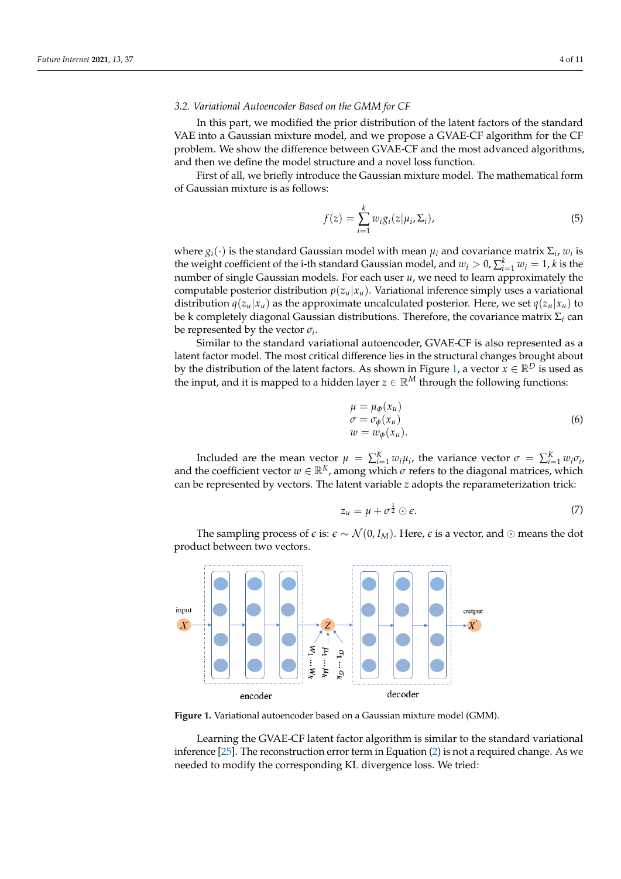### 3.2. Variational Autoencoder Based on the GMM for CF

In this part, we modified the prior distribution of the latent factors of the standard VAE into a Gaussian mixture model, and we propose a GVAE-CF algorithm for the CF problem. We show the difference between GVAE-CF and the most advanced algorithms, and then we define the model structure and a novel loss function.

First of all, we briefly introduce the Gaussian mixture model. The mathematical form of Gaussian mixture is as follows:

$$f(z) = \sum_{i=1}^{k} w_i g_i(z|\mu_i, \Sigma_i), \tag{5}$$

where $g_i(\cdot)$ is the standard Gaussian model with mean $\mu_i$ and covariance matrix $\Sigma_i$, $w_i$ is the weight coefficient of the i-th standard Gaussian model, and $w_i > 0$, $\sum_{i=1}^{k} w_i = 1$, $k$ is the number of single Gaussian models. For each user $u$, we need to learn approximately the computable posterior distribution $p(z_u|x_u)$. Variational inference simply uses a variational distribution $q(z_u|x_u)$ as the approximate uncalculated posterior. Here, we set $q(z_u|x_u)$ to be k completely diagonal Gaussian distributions. Therefore, the covariance matrix $\Sigma_i$ can be represented by the vector $\sigma_i$.

Similar to the standard variational autoencoder, GVAE-CF is also represented as a latent factor model. The most critical difference lies in the structural changes brought about by the distribution of the latent factors. As shown in Figure 1, a vector $x \in \mathbb{R}^D$ is used as the input, and it is mapped to a hidden layer $z \in \mathbb{R}^M$ through the following functions:

$$\begin{aligned} \mu &= \mu_\phi(x_u) \\ \sigma &= \sigma_\phi(x_u) \\ w &= w_\phi(x_u). \end{aligned} \tag{6}$$

Included are the mean vector $\mu = \sum_{i=1}^{K} w_i \mu_i$, the variance vector $\sigma = \sum_{i=1}^{K} w_i \sigma_i$, and the coefficient vector $w \in \mathbb{R}^K$, among which $\sigma$ refers to the diagonal matrices, which can be represented by vectors. The latent variable $z$ adopts the reparameterization trick:

$$z_u = \mu + \sigma^{\frac{1}{2}} \odot \epsilon. \tag{7}$$

The sampling process of $\epsilon$ is: $\epsilon \sim \mathcal{N}(0, I_M)$. Here, $\epsilon$ is a vector, and $\odot$ means the dot product between two vectors.

**Figure 1.** Variational autoencoder based on a Gaussian mixture model (GMM).

Learning the GVAE-CF latent factor algorithm is similar to the standard variational inference [25]. The reconstruction error term in Equation (2) is not a required change. As we needed to modify the corresponding KL divergence loss. We tried: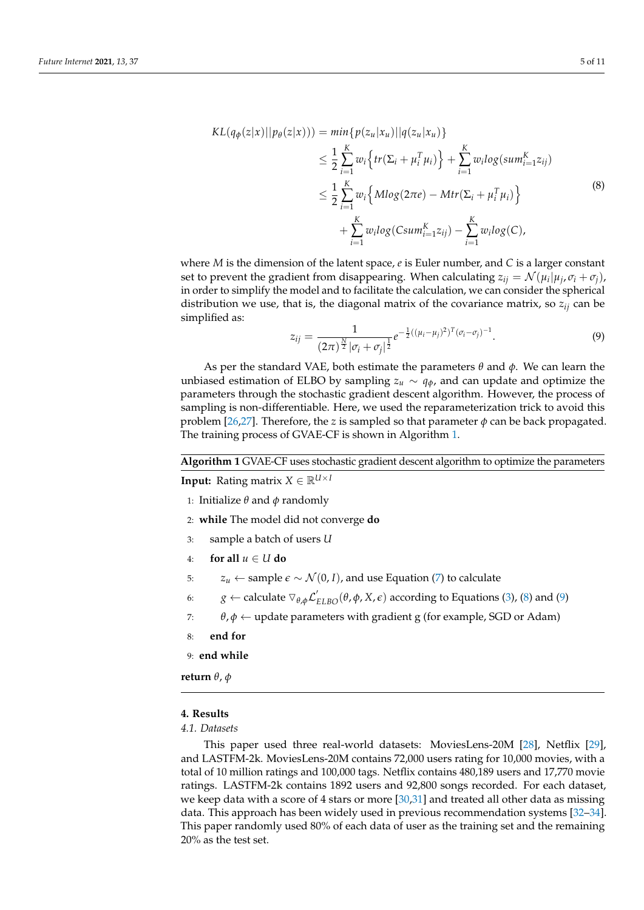$$
\begin{aligned}
KL(q_\phi(z|x)||p_\theta(z|x))) &= min\{p(z_u|x_u)||q(z_u|x_u)\} \\
&\leq \frac{1}{2}\sum_{i=1}^{K} w_i\Big\{tr(\Sigma_i + \mu_i^T\mu_i)\Big\} + \sum_{i=1}^{K} w_i log(sum_{i=1}^{K} z_{ij}) \\
&\leq \frac{1}{2}\sum_{i=1}^{K} w_i\Big\{Mlog(2\pi e) - Mtr(\Sigma_i + \mu_i^T\mu_i)\Big\} \\
&\quad + \sum_{i=1}^{K} w_i log(C sum_{i=1}^{K} z_{ij}) - \sum_{i=1}^{K} w_i log(C),
\end{aligned}
\tag{8}
$$

where $M$ is the dimension of the latent space, $e$ is Euler number, and $C$ is a larger constant set to prevent the gradient from disappearing. When calculating $z_{ij} = \mathcal{N}(\mu_i|\mu_j, \sigma_i + \sigma_j)$, in order to simplify the model and to facilitate the calculation, we can consider the spherical distribution we use, that is, the diagonal matrix of the covariance matrix, so $z_{ij}$ can be simplified as:

$$
z_{ij} = \frac{1}{(2\pi)^{\frac{N}{2}}|\sigma_i + \sigma_j|^{\frac{1}{2}}} e^{-\frac{1}{2}((\mu_i - \mu_j)^2)^T(\sigma_i - \sigma_j)^{-1}}. \tag{9}
$$

As per the standard VAE, both estimate the parameters $\theta$ and $\phi$. We can learn the unbiased estimation of ELBO by sampling $z_u \sim q_\phi$, and can update and optimize the parameters through the stochastic gradient descent algorithm. However, the process of sampling is non-differentiable. Here, we used the reparameterization trick to avoid this problem [26,27]. Therefore, the $z$ is sampled so that parameter $\phi$ can be back propagated. The training process of GVAE-CF is shown in Algorithm 1.

---

**Algorithm 1** GVAE-CF uses stochastic gradient descent algorithm to optimize the parameters

---

**Input:** Rating matrix $X \in \mathbb{R}^{U \times I}$

1: Initialize $\theta$ and $\phi$ randomly
2: **while** The model did not converge **do**
3: &nbsp;&nbsp;&nbsp;&nbsp;sample a batch of users $U$
4: &nbsp;&nbsp;&nbsp;&nbsp;**for all** $u \in U$ **do**
5: &nbsp;&nbsp;&nbsp;&nbsp;&nbsp;&nbsp;&nbsp;&nbsp;$z_u \leftarrow$ sample $\epsilon \sim \mathcal{N}(0, I)$, and use Equation (7) to calculate
6: &nbsp;&nbsp;&nbsp;&nbsp;&nbsp;&nbsp;&nbsp;&nbsp;$g \leftarrow$ calculate $\triangledown_{\theta,\phi}\mathcal{L}'_{ELBO}(\theta, \phi, X, \epsilon)$ according to Equations (3), (8) and (9)
7: &nbsp;&nbsp;&nbsp;&nbsp;&nbsp;&nbsp;&nbsp;&nbsp;$\theta, \phi \leftarrow$ update parameters with gradient g (for example, SGD or Adam)
8: &nbsp;&nbsp;&nbsp;&nbsp;**end for**
9: **end while**

**return** $\theta$, $\phi$

---

## 4. Results

### 4.1. Datasets

This paper used three real-world datasets: MoviesLens-20M [28], Netflix [29], and LASTFM-2k. MoviesLens-20M contains 72,000 users rating for 10,000 movies, with a total of 10 million ratings and 100,000 tags. Netflix contains 480,189 users and 17,770 movie ratings. LASTFM-2k contains 1892 users and 92,800 songs recorded. For each dataset, we keep data with a score of 4 stars or more [30,31] and treated all other data as missing data. This approach has been widely used in previous recommendation systems [32–34]. This paper randomly used 80% of each data of user as the training set and the remaining 20% as the test set.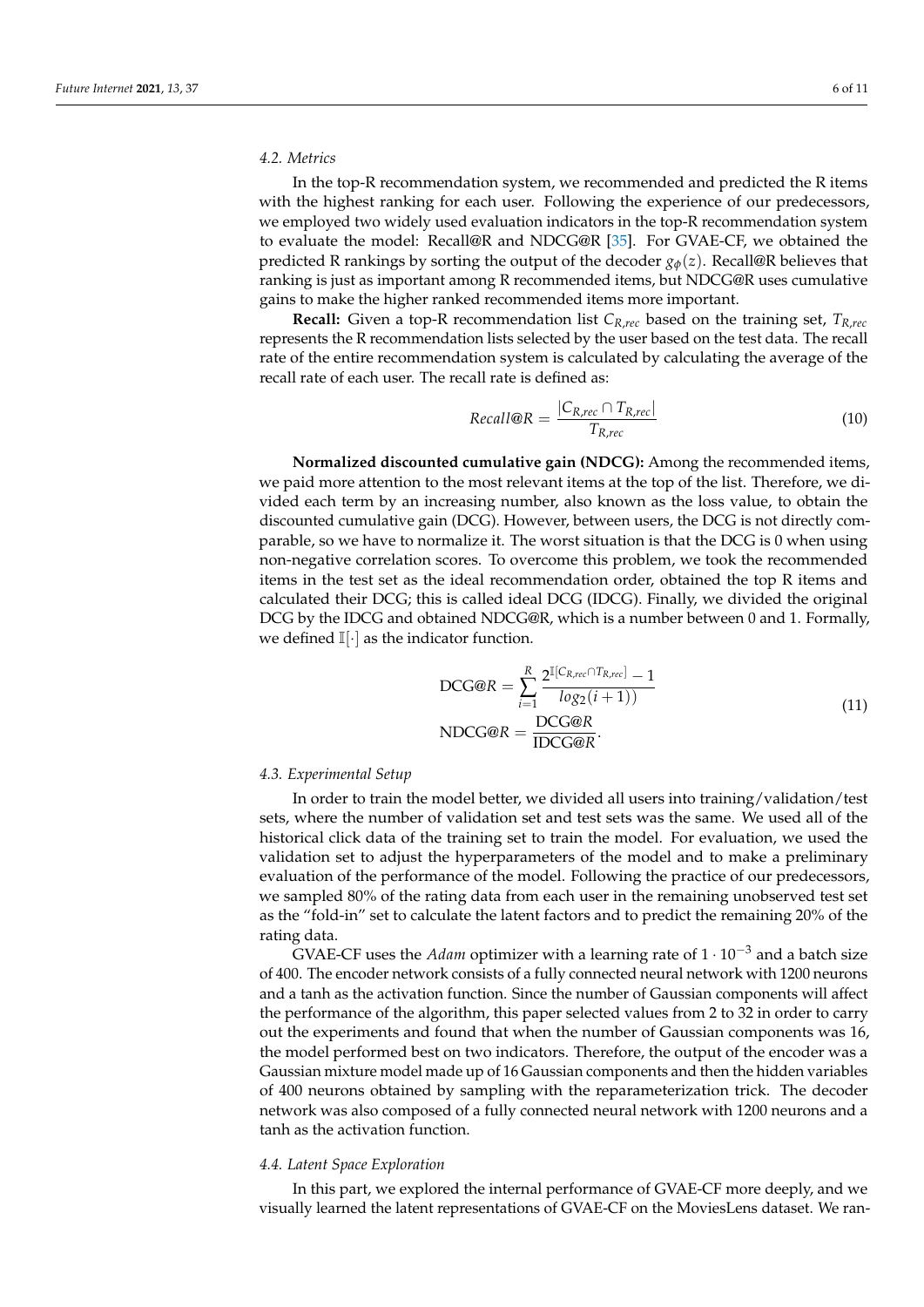### 4.2. Metrics

In the top-R recommendation system, we recommended and predicted the R items with the highest ranking for each user. Following the experience of our predecessors, we employed two widely used evaluation indicators in the top-R recommendation system to evaluate the model: Recall@R and NDCG@R [35]. For GVAE-CF, we obtained the predicted R rankings by sorting the output of the decoder $g_{\phi}(z)$. Recall@R believes that ranking is just as important among R recommended items, but NDCG@R uses cumulative gains to make the higher ranked recommended items more important.

**Recall:** Given a top-R recommendation list $C_{R,rec}$ based on the training set, $T_{R,rec}$ represents the R recommendation lists selected by the user based on the test data. The recall rate of the entire recommendation system is calculated by calculating the average of the recall rate of each user. The recall rate is defined as:

$$Recall@R = \frac{|C_{R,rec} \cap T_{R,rec}|}{T_{R,rec}} \tag{10}$$

**Normalized discounted cumulative gain (NDCG):** Among the recommended items, we paid more attention to the most relevant items at the top of the list. Therefore, we divided each term by an increasing number, also known as the loss value, to obtain the discounted cumulative gain (DCG). However, between users, the DCG is not directly comparable, so we have to normalize it. The worst situation is that the DCG is 0 when using non-negative correlation scores. To overcome this problem, we took the recommended items in the test set as the ideal recommendation order, obtained the top R items and calculated their DCG; this is called ideal DCG (IDCG). Finally, we divided the original DCG by the IDCG and obtained NDCG@R, which is a number between 0 and 1. Formally, we defined $\mathbb{I}[\cdot]$ as the indicator function.

$$\begin{aligned} \text{DCG@}R &= \sum_{i=1}^{R} \frac{2^{\mathbb{I}[C_{R,rec} \cap T_{R,rec}]} - 1}{log_2(i+1))} \\ \text{NDCG@}R &= \frac{\text{DCG@}R}{\text{IDCG@}R}. \end{aligned} \tag{11}$$

### 4.3. Experimental Setup

In order to train the model better, we divided all users into training/validation/test sets, where the number of validation set and test sets was the same. We used all of the historical click data of the training set to train the model. For evaluation, we used the validation set to adjust the hyperparameters of the model and to make a preliminary evaluation of the performance of the model. Following the practice of our predecessors, we sampled 80% of the rating data from each user in the remaining unobserved test set as the "fold-in" set to calculate the latent factors and to predict the remaining 20% of the rating data.

GVAE-CF uses the *Adam* optimizer with a learning rate of $1 \cdot 10^{-3}$ and a batch size of 400. The encoder network consists of a fully connected neural network with 1200 neurons and a tanh as the activation function. Since the number of Gaussian components will affect the performance of the algorithm, this paper selected values from 2 to 32 in order to carry out the experiments and found that when the number of Gaussian components was 16, the model performed best on two indicators. Therefore, the output of the encoder was a Gaussian mixture model made up of 16 Gaussian components and then the hidden variables of 400 neurons obtained by sampling with the reparameterization trick. The decoder network was also composed of a fully connected neural network with 1200 neurons and a tanh as the activation function.

### 4.4. Latent Space Exploration

In this part, we explored the internal performance of GVAE-CF more deeply, and we visually learned the latent representations of GVAE-CF on the MoviesLens dataset. We ran-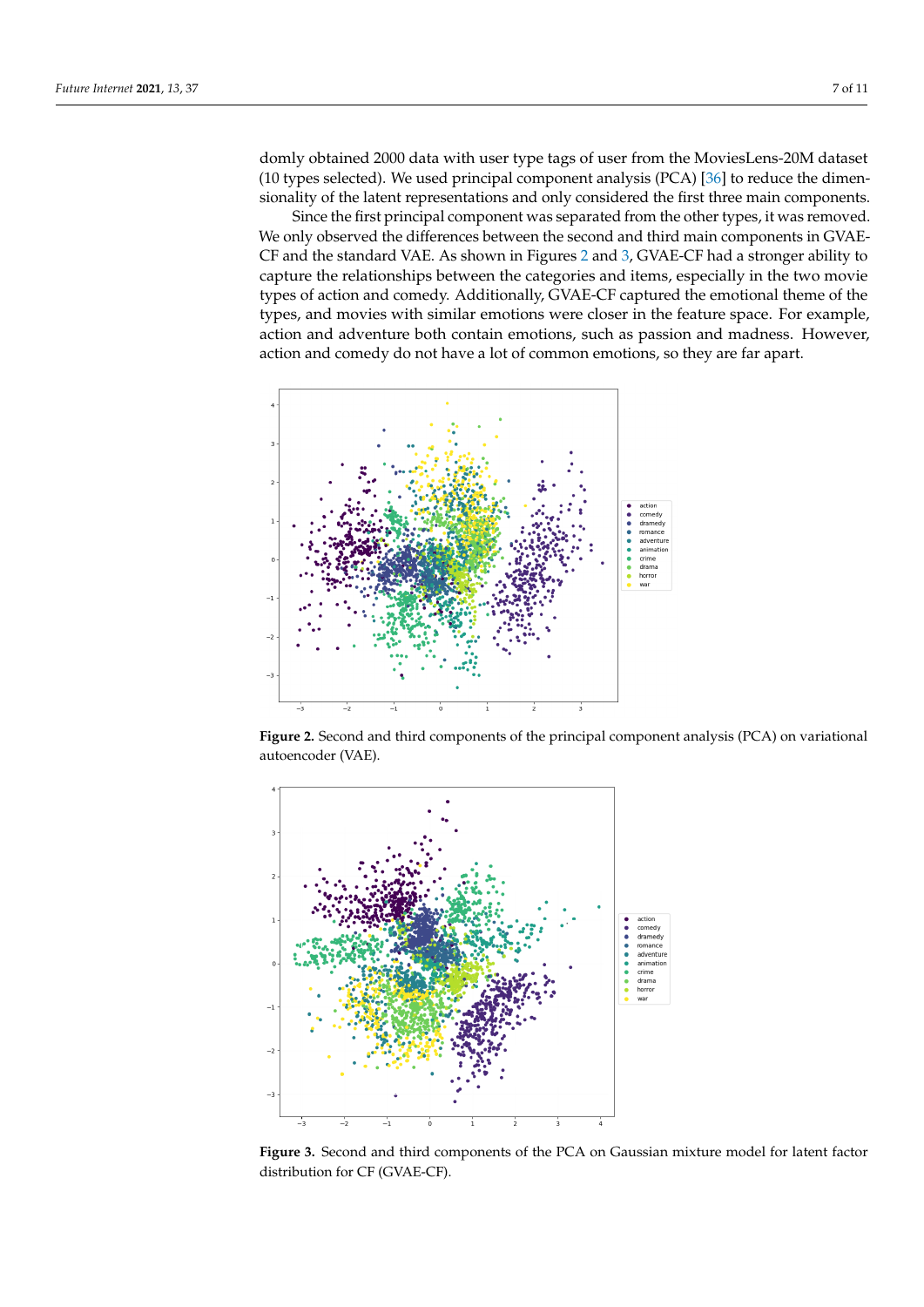domly obtained 2000 data with user type tags of user from the MoviesLens-20M dataset (10 types selected). We used principal component analysis (PCA) [36] to reduce the dimensionality of the latent representations and only considered the first three main components.

Since the first principal component was separated from the other types, it was removed. We only observed the differences between the second and third main components in GVAE-CF and the standard VAE. As shown in Figures 2 and 3, GVAE-CF had a stronger ability to capture the relationships between the categories and items, especially in the two movie types of action and comedy. Additionally, GVAE-CF captured the emotional theme of the types, and movies with similar emotions were closer in the feature space. For example, action and adventure both contain emotions, such as passion and madness. However, action and comedy do not have a lot of common emotions, so they are far apart.

**Figure 2.** Second and third components of the principal component analysis (PCA) on variational autoencoder (VAE).

**Figure 3.** Second and third components of the PCA on Gaussian mixture model for latent factor distribution for CF (GVAE-CF).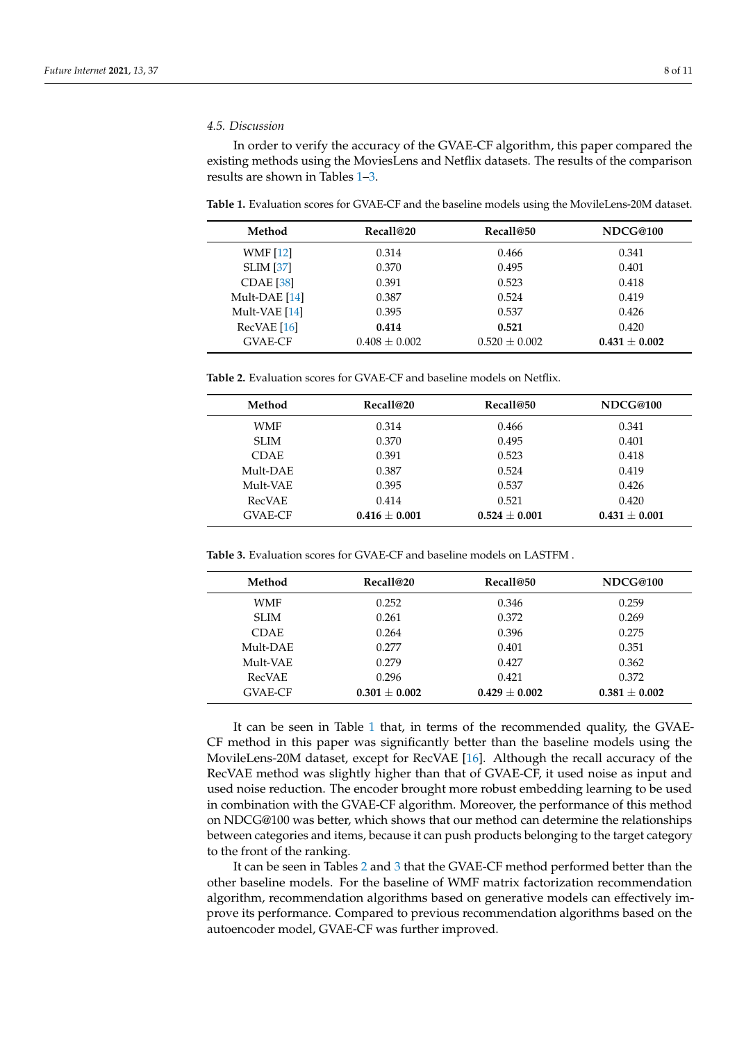### 4.5. Discussion

In order to verify the accuracy of the GVAE-CF algorithm, this paper compared the existing methods using the MoviesLens and Netflix datasets. The results of the comparison results are shown in Tables 1–3.

**Table 1.** Evaluation scores for GVAE-CF and the baseline models using the MovileLens-20M dataset.

| Method | Recall@20 | Recall@50 | NDCG@100 |
|---|---|---|---|
| WMF [12] | 0.314 | 0.466 | 0.341 |
| SLIM [37] | 0.370 | 0.495 | 0.401 |
| CDAE [38] | 0.391 | 0.523 | 0.418 |
| Mult-DAE [14] | 0.387 | 0.524 | 0.419 |
| Mult-VAE [14] | 0.395 | 0.537 | 0.426 |
| RecVAE [16] | **0.414** | **0.521** | 0.420 |
| GVAE-CF | $0.408 \pm 0.002$ | $0.520 \pm 0.002$ | $\mathbf{0.431 \pm 0.002}$ |

**Table 2.** Evaluation scores for GVAE-CF and baseline models on Netflix.

| Method | Recall@20 | Recall@50 | NDCG@100 |
|---|---|---|---|
| WMF | 0.314 | 0.466 | 0.341 |
| SLIM | 0.370 | 0.495 | 0.401 |
| CDAE | 0.391 | 0.523 | 0.418 |
| Mult-DAE | 0.387 | 0.524 | 0.419 |
| Mult-VAE | 0.395 | 0.537 | 0.426 |
| RecVAE | 0.414 | 0.521 | 0.420 |
| GVAE-CF | $\mathbf{0.416 \pm 0.001}$ | $\mathbf{0.524 \pm 0.001}$ | $\mathbf{0.431 \pm 0.001}$ |

**Table 3.** Evaluation scores for GVAE-CF and baseline models on LASTFM .

| Method | Recall@20 | Recall@50 | NDCG@100 |
|---|---|---|---|
| WMF | 0.252 | 0.346 | 0.259 |
| SLIM | 0.261 | 0.372 | 0.269 |
| CDAE | 0.264 | 0.396 | 0.275 |
| Mult-DAE | 0.277 | 0.401 | 0.351 |
| Mult-VAE | 0.279 | 0.427 | 0.362 |
| RecVAE | 0.296 | 0.421 | 0.372 |
| GVAE-CF | $\mathbf{0.301 \pm 0.002}$ | $\mathbf{0.429 \pm 0.002}$ | $\mathbf{0.381 \pm 0.002}$ |

It can be seen in Table 1 that, in terms of the recommended quality, the GVAE-CF method in this paper was significantly better than the baseline models using the MovileLens-20M dataset, except for RecVAE [16]. Although the recall accuracy of the RecVAE method was slightly higher than that of GVAE-CF, it used noise as input and used noise reduction. The encoder brought more robust embedding learning to be used in combination with the GVAE-CF algorithm. Moreover, the performance of this method on NDCG@100 was better, which shows that our method can determine the relationships between categories and items, because it can push products belonging to the target category to the front of the ranking.

It can be seen in Tables 2 and 3 that the GVAE-CF method performed better than the other baseline models. For the baseline of WMF matrix factorization recommendation algorithm, recommendation algorithms based on generative models can effectively improve its performance. Compared to previous recommendation algorithms based on the autoencoder model, GVAE-CF was further improved.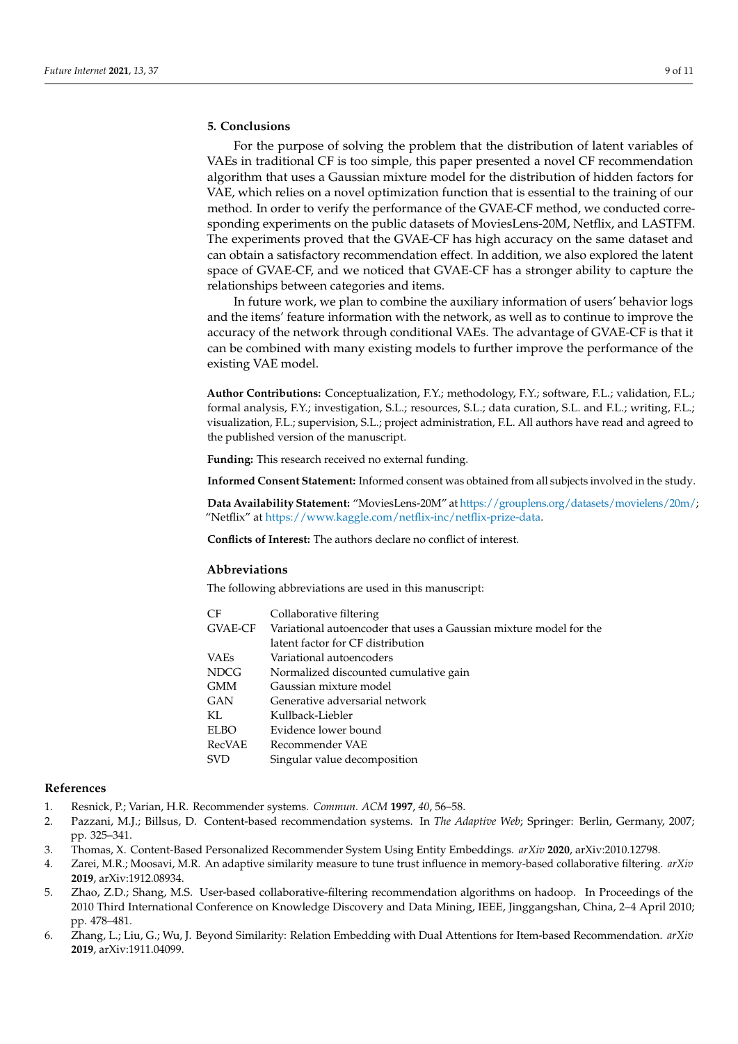## 5. Conclusions

For the purpose of solving the problem that the distribution of latent variables of VAEs in traditional CF is too simple, this paper presented a novel CF recommendation algorithm that uses a Gaussian mixture model for the distribution of hidden factors for VAE, which relies on a novel optimization function that is essential to the training of our method. In order to verify the performance of the GVAE-CF method, we conducted corresponding experiments on the public datasets of MoviesLens-20M, Netflix, and LASTFM. The experiments proved that the GVAE-CF has high accuracy on the same dataset and can obtain a satisfactory recommendation effect. In addition, we also explored the latent space of GVAE-CF, and we noticed that GVAE-CF has a stronger ability to capture the relationships between categories and items.

In future work, we plan to combine the auxiliary information of users' behavior logs and the items' feature information with the network, as well as to continue to improve the accuracy of the network through conditional VAEs. The advantage of GVAE-CF is that it can be combined with many existing models to further improve the performance of the existing VAE model.

**Author Contributions:** Conceptualization, F.Y.; methodology, F.Y.; software, F.L.; validation, F.L.; formal analysis, F.Y.; investigation, S.L.; resources, S.L.; data curation, S.L. and F.L.; writing, F.L.; visualization, F.L.; supervision, S.L.; project administration, F.L. All authors have read and agreed to the published version of the manuscript.

**Funding:** This research received no external funding.

**Informed Consent Statement:** Informed consent was obtained from all subjects involved in the study.

**Data Availability Statement:** "MoviesLens-20M" at https://grouplens.org/datasets/movielens/20m/; "Netflix" at https://www.kaggle.com/netflix-inc/netflix-prize-data.

**Conflicts of Interest:** The authors declare no conflict of interest.

## Abbreviations

The following abbreviations are used in this manuscript:

| | |
|---|---|
| CF | Collaborative filtering |
| GVAE-CF | Variational autoencoder that uses a Gaussian mixture model for the latent factor for CF distribution |
| VAEs | Variational autoencoders |
| NDCG | Normalized discounted cumulative gain |
| GMM | Gaussian mixture model |
| GAN | Generative adversarial network |
| KL | Kullback-Liebler |
| ELBO | Evidence lower bound |
| RecVAE | Recommender VAE |
| SVD | Singular value decomposition |

## References

1. Resnick, P.; Varian, H.R. Recommender systems. *Commun. ACM* **1997**, *40*, 56–58.
2. Pazzani, M.J.; Billsus, D. Content-based recommendation systems. In *The Adaptive Web*; Springer: Berlin, Germany, 2007; pp. 325–341.
3. Thomas, X. Content-Based Personalized Recommender System Using Entity Embeddings. *arXiv* **2020**, arXiv:2010.12798.
4. Zarei, M.R.; Moosavi, M.R. An adaptive similarity measure to tune trust influence in memory-based collaborative filtering. *arXiv* **2019**, arXiv:1912.08934.
5. Zhao, Z.D.; Shang, M.S. User-based collaborative-filtering recommendation algorithms on hadoop. In Proceedings of the 2010 Third International Conference on Knowledge Discovery and Data Mining, IEEE, Jinggangshan, China, 2–4 April 2010; pp. 478–481.
6. Zhang, L.; Liu, G.; Wu, J. Beyond Similarity: Relation Embedding with Dual Attentions for Item-based Recommendation. *arXiv* **2019**, arXiv:1911.04099.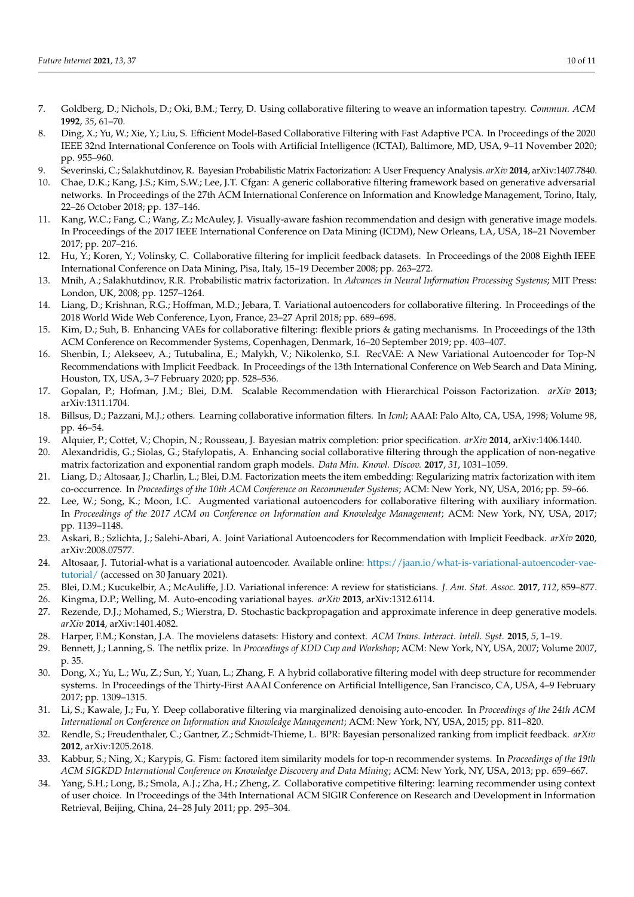7. Goldberg, D.; Nichols, D.; Oki, B.M.; Terry, D. Using collaborative filtering to weave an information tapestry. *Commun. ACM* **1992**, *35*, 61–70.
8. Ding, X.; Yu, W.; Xie, Y.; Liu, S. Efficient Model-Based Collaborative Filtering with Fast Adaptive PCA. In Proceedings of the 2020 IEEE 32nd International Conference on Tools with Artificial Intelligence (ICTAI), Baltimore, MD, USA, 9–11 November 2020; pp. 955–960.
9. Severinski, C.; Salakhutdinov, R. Bayesian Probabilistic Matrix Factorization: A User Frequency Analysis. *arXiv* **2014**, arXiv:1407.7840.
10. Chae, D.K.; Kang, J.S.; Kim, S.W.; Lee, J.T. Cfgan: A generic collaborative filtering framework based on generative adversarial networks. In Proceedings of the 27th ACM International Conference on Information and Knowledge Management, Torino, Italy, 22–26 October 2018; pp. 137–146.
11. Kang, W.C.; Fang, C.; Wang, Z.; McAuley, J. Visually-aware fashion recommendation and design with generative image models. In Proceedings of the 2017 IEEE International Conference on Data Mining (ICDM), New Orleans, LA, USA, 18–21 November 2017; pp. 207–216.
12. Hu, Y.; Koren, Y.; Volinsky, C. Collaborative filtering for implicit feedback datasets. In Proceedings of the 2008 Eighth IEEE International Conference on Data Mining, Pisa, Italy, 15–19 December 2008; pp. 263–272.
13. Mnih, A.; Salakhutdinov, R.R. Probabilistic matrix factorization. In *Advances in Neural Information Processing Systems*; MIT Press: London, UK, 2008; pp. 1257–1264.
14. Liang, D.; Krishnan, R.G.; Hoffman, M.D.; Jebara, T. Variational autoencoders for collaborative filtering. In Proceedings of the 2018 World Wide Web Conference, Lyon, France, 23–27 April 2018; pp. 689–698.
15. Kim, D.; Suh, B. Enhancing VAEs for collaborative filtering: flexible priors & gating mechanisms. In Proceedings of the 13th ACM Conference on Recommender Systems, Copenhagen, Denmark, 16–20 September 2019; pp. 403–407.
16. Shenbin, I.; Alekseev, A.; Tutubalina, E.; Malykh, V.; Nikolenko, S.I. RecVAE: A New Variational Autoencoder for Top-N Recommendations with Implicit Feedback. In Proceedings of the 13th International Conference on Web Search and Data Mining, Houston, TX, USA, 3–7 February 2020; pp. 528–536.
17. Gopalan, P.; Hofman, J.M.; Blei, D.M. Scalable Recommendation with Hierarchical Poisson Factorization. *arXiv* **2013**; arXiv:1311.1704.
18. Billsus, D.; Pazzani, M.J.; others. Learning collaborative information filters. In *Icml*; AAAI: Palo Alto, CA, USA, 1998; Volume 98, pp. 46–54.
19. Alquier, P.; Cottet, V.; Chopin, N.; Rousseau, J. Bayesian matrix completion: prior specification. *arXiv* **2014**, arXiv:1406.1440.
20. Alexandridis, G.; Siolas, G.; Stafylopatis, A. Enhancing social collaborative filtering through the application of non-negative matrix factorization and exponential random graph models. *Data Min. Knowl. Discov.* **2017**, *31*, 1031–1059.
21. Liang, D.; Altosaar, J.; Charlin, L.; Blei, D.M. Factorization meets the item embedding: Regularizing matrix factorization with item co-occurrence. In *Proceedings of the 10th ACM Conference on Recommender Systems*; ACM: New York, NY, USA, 2016; pp. 59–66.
22. Lee, W.; Song, K.; Moon, I.C. Augmented variational autoencoders for collaborative filtering with auxiliary information. In *Proceedings of the 2017 ACM on Conference on Information and Knowledge Management*; ACM: New York, NY, USA, 2017; pp. 1139–1148.
23. Askari, B.; Szlichta, J.; Salehi-Abari, A. Joint Variational Autoencoders for Recommendation with Implicit Feedback. *arXiv* **2020**, arXiv:2008.07577.
24. Altosaar, J. Tutorial-what is a variational autoencoder. Available online: https://jaan.io/what-is-variational-autoencoder-vae-tutorial/ (accessed on 30 January 2021).
25. Blei, D.M.; Kucukelbir, A.; McAuliffe, J.D. Variational inference: A review for statisticians. *J. Am. Stat. Assoc.* **2017**, *112*, 859–877.
26. Kingma, D.P.; Welling, M. Auto-encoding variational bayes. *arXiv* **2013**, arXiv:1312.6114.
27. Rezende, D.J.; Mohamed, S.; Wierstra, D. Stochastic backpropagation and approximate inference in deep generative models. *arXiv* **2014**, arXiv:1401.4082.
28. Harper, F.M.; Konstan, J.A. The movielens datasets: History and context. *ACM Trans. Interact. Intell. Syst.* **2015**, *5*, 1–19.
29. Bennett, J.; Lanning, S. The netflix prize. In *Proceedings of KDD Cup and Workshop*; ACM: New York, NY, USA, 2007; Volume 2007, p. 35.
30. Dong, X.; Yu, L.; Wu, Z.; Sun, Y.; Yuan, L.; Zhang, F. A hybrid collaborative filtering model with deep structure for recommender systems. In Proceedings of the Thirty-First AAAI Conference on Artificial Intelligence, San Francisco, CA, USA, 4–9 February 2017; pp. 1309–1315.
31. Li, S.; Kawale, J.; Fu, Y. Deep collaborative filtering via marginalized denoising auto-encoder. In *Proceedings of the 24th ACM International on Conference on Information and Knowledge Management*; ACM: New York, NY, USA, 2015; pp. 811–820.
32. Rendle, S.; Freudenthaler, C.; Gantner, Z.; Schmidt-Thieme, L. BPR: Bayesian personalized ranking from implicit feedback. *arXiv* **2012**, arXiv:1205.2618.
33. Kabbur, S.; Ning, X.; Karypis, G. Fism: factored item similarity models for top-n recommender systems. In *Proceedings of the 19th ACM SIGKDD International Conference on Knowledge Discovery and Data Mining*; ACM: New York, NY, USA, 2013; pp. 659–667.
34. Yang, S.H.; Long, B.; Smola, A.J.; Zha, H.; Zheng, Z. Collaborative competitive filtering: learning recommender using context of user choice. In Proceedings of the 34th International ACM SIGIR Conference on Research and Development in Information Retrieval, Beijing, China, 24–28 July 2011; pp. 295–304.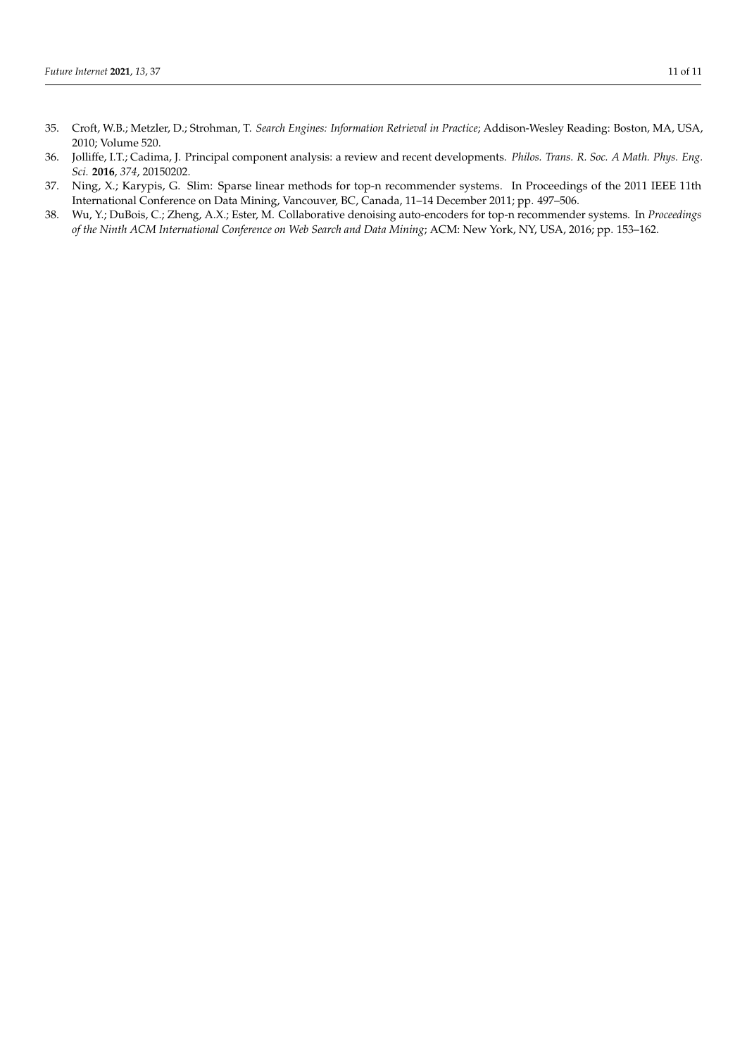35. Croft, W.B.; Metzler, D.; Strohman, T. *Search Engines: Information Retrieval in Practice*; Addison-Wesley Reading: Boston, MA, USA, 2010; Volume 520.
36. Jolliffe, I.T.; Cadima, J. Principal component analysis: a review and recent developments. *Philos. Trans. R. Soc. A Math. Phys. Eng. Sci.* **2016**, *374*, 20150202.
37. Ning, X.; Karypis, G. Slim: Sparse linear methods for top-n recommender systems. In Proceedings of the 2011 IEEE 11th International Conference on Data Mining, Vancouver, BC, Canada, 11–14 December 2011; pp. 497–506.
38. Wu, Y.; DuBois, C.; Zheng, A.X.; Ester, M. Collaborative denoising auto-encoders for top-n recommender systems. In *Proceedings of the Ninth ACM International Conference on Web Search and Data Mining*; ACM: New York, NY, USA, 2016; pp. 153–162.